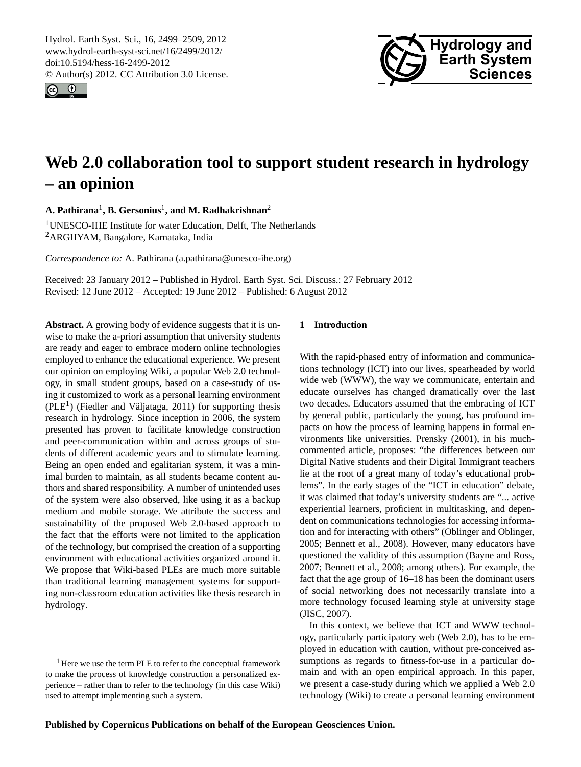# Web 2.0 collaboration tool to support student research in hydrology – an opinion

**A. Pathirana**[1], **B. Gersonius**[1], **and M. Radhakrishnan**[2]

[1]UNESCO-IHE Institute for water Education, Delft, The Netherlands
[2]ARGHYAM, Bangalore, Karnataka, India

*Correspondence to:* A. Pathirana (a.pathirana@unesco-ihe.org)

Received: 23 January 2012 – Published in Hydrol. Earth Syst. Sci. Discuss.: 27 February 2012
Revised: 12 June 2012 – Accepted: 19 June 2012 – Published: 6 August 2012

**Abstract.** A growing body of evidence suggests that it is unwise to make the a-priori assumption that university students are ready and eager to embrace modern online technologies employed to enhance the educational experience. We present our opinion on employing Wiki, a popular Web 2.0 technology, in small student groups, based on a case-study of using it customized to work as a personal learning environment (PLE[1]) (Fiedler and Väljataga, 2011) for supporting thesis research in hydrology. Since inception in 2006, the system presented has proven to facilitate knowledge construction and peer-communication within and across groups of students of different academic years and to stimulate learning. Being an open ended and egalitarian system, it was a minimal burden to maintain, as all students became content authors and shared responsibility. A number of unintended uses of the system were also observed, like using it as a backup medium and mobile storage. We attribute the success and sustainability of the proposed Web 2.0-based approach to the fact that the efforts were not limited to the application of the technology, but comprised the creation of a supporting environment with educational activities organized around it. We propose that Wiki-based PLEs are much more suitable than traditional learning management systems for supporting non-classroom education activities like thesis research in hydrology.

## 1 Introduction

With the rapid-phased entry of information and communications technology (ICT) into our lives, spearheaded by world wide web (WWW), the way we communicate, entertain and educate ourselves has changed dramatically over the last two decades. Educators assumed that the embracing of ICT by general public, particularly the young, has profound impacts on how the process of learning happens in formal environments like universities. Prensky (2001), in his much-commented article, proposes: "the differences between our Digital Native students and their Digital Immigrant teachers lie at the root of a great many of today's educational problems". In the early stages of the "ICT in education" debate, it was claimed that today's university students are "... active experiential learners, proficient in multitasking, and dependent on communications technologies for accessing information and for interacting with others" (Oblinger and Oblinger, 2005; Bennett et al., 2008). However, many educators have questioned the validity of this assumption (Bayne and Ross, 2007; Bennett et al., 2008; among others). For example, the fact that the age group of 16–18 has been the dominant users of social networking does not necessarily translate into a more technology focused learning style at university stage (JISC, 2007).

In this context, we believe that ICT and WWW technology, particularly participatory web (Web 2.0), has to be employed in education with caution, without pre-conceived assumptions as regards to fitness-for-use in a particular domain and with an open empirical approach. In this paper, we present a case-study during which we applied a Web 2.0 technology (Wiki) to create a personal learning environment

[1]Here we use the term PLE to refer to the conceptual framework to make the process of knowledge construction a personalized experience – rather than to refer to the technology (in this case Wiki) used to attempt implementing such a system.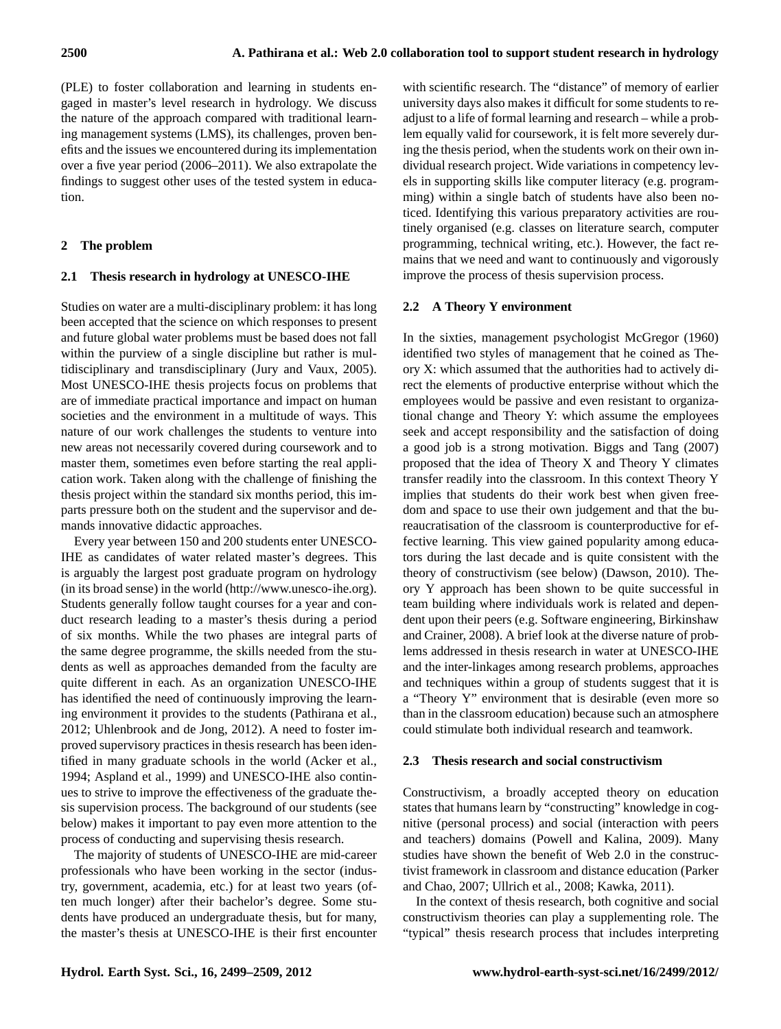(PLE) to foster collaboration and learning in students engaged in master's level research in hydrology. We discuss the nature of the approach compared with traditional learning management systems (LMS), its challenges, proven benefits and the issues we encountered during its implementation over a five year period (2006–2011). We also extrapolate the findings to suggest other uses of the tested system in education.

## 2 The problem

### 2.1 Thesis research in hydrology at UNESCO-IHE

Studies on water are a multi-disciplinary problem: it has long been accepted that the science on which responses to present and future global water problems must be based does not fall within the purview of a single discipline but rather is multidisciplinary and transdisciplinary (Jury and Vaux, 2005). Most UNESCO-IHE thesis projects focus on problems that are of immediate practical importance and impact on human societies and the environment in a multitude of ways. This nature of our work challenges the students to venture into new areas not necessarily covered during coursework and to master them, sometimes even before starting the real application work. Taken along with the challenge of finishing the thesis project within the standard six months period, this imparts pressure both on the student and the supervisor and demands innovative didactic approaches.

Every year between 150 and 200 students enter UNESCO-IHE as candidates of water related master's degrees. This is arguably the largest post graduate program on hydrology (in its broad sense) in the world (http://www.unesco-ihe.org). Students generally follow taught courses for a year and conduct research leading to a master's thesis during a period of six months. While the two phases are integral parts of the same degree programme, the skills needed from the students as well as approaches demanded from the faculty are quite different in each. As an organization UNESCO-IHE has identified the need of continuously improving the learning environment it provides to the students (Pathirana et al., 2012; Uhlenbrook and de Jong, 2012). A need to foster improved supervisory practices in thesis research has been identified in many graduate schools in the world (Acker et al., 1994; Aspland et al., 1999) and UNESCO-IHE also continues to strive to improve the effectiveness of the graduate thesis supervision process. The background of our students (see below) makes it important to pay even more attention to the process of conducting and supervising thesis research.

The majority of students of UNESCO-IHE are mid-career professionals who have been working in the sector (industry, government, academia, etc.) for at least two years (often much longer) after their bachelor's degree. Some students have produced an undergraduate thesis, but for many, the master's thesis at UNESCO-IHE is their first encounter with scientific research. The "distance" of memory of earlier university days also makes it difficult for some students to readjust to a life of formal learning and research – while a problem equally valid for coursework, it is felt more severely during the thesis period, when the students work on their own individual research project. Wide variations in competency levels in supporting skills like computer literacy (e.g. programming) within a single batch of students have also been noticed. Identifying this various preparatory activities are routinely organised (e.g. classes on literature search, computer programming, technical writing, etc.). However, the fact remains that we need and want to continuously and vigorously improve the process of thesis supervision process.

### 2.2 A Theory Y environment

In the sixties, management psychologist McGregor (1960) identified two styles of management that he coined as Theory X: which assumed that the authorities had to actively direct the elements of productive enterprise without which the employees would be passive and even resistant to organizational change and Theory Y: which assume the employees seek and accept responsibility and the satisfaction of doing a good job is a strong motivation. Biggs and Tang (2007) proposed that the idea of Theory X and Theory Y climates transfer readily into the classroom. In this context Theory Y implies that students do their work best when given freedom and space to use their own judgement and that the bureaucratisation of the classroom is counterproductive for effective learning. This view gained popularity among educators during the last decade and is quite consistent with the theory of constructivism (see below) (Dawson, 2010). Theory Y approach has been shown to be quite successful in team building where individuals work is related and dependent upon their peers (e.g. Software engineering, Birkinshaw and Crainer, 2008). A brief look at the diverse nature of problems addressed in thesis research in water at UNESCO-IHE and the inter-linkages among research problems, approaches and techniques within a group of students suggest that it is a "Theory Y" environment that is desirable (even more so than in the classroom education) because such an atmosphere could stimulate both individual research and teamwork.

### 2.3 Thesis research and social constructivism

Constructivism, a broadly accepted theory on education states that humans learn by "constructing" knowledge in cognitive (personal process) and social (interaction with peers and teachers) domains (Powell and Kalina, 2009). Many studies have shown the benefit of Web 2.0 in the constructivist framework in classroom and distance education (Parker and Chao, 2007; Ullrich et al., 2008; Kawka, 2011).

In the context of thesis research, both cognitive and social constructivism theories can play a supplementing role. The "typical" thesis research process that includes interpreting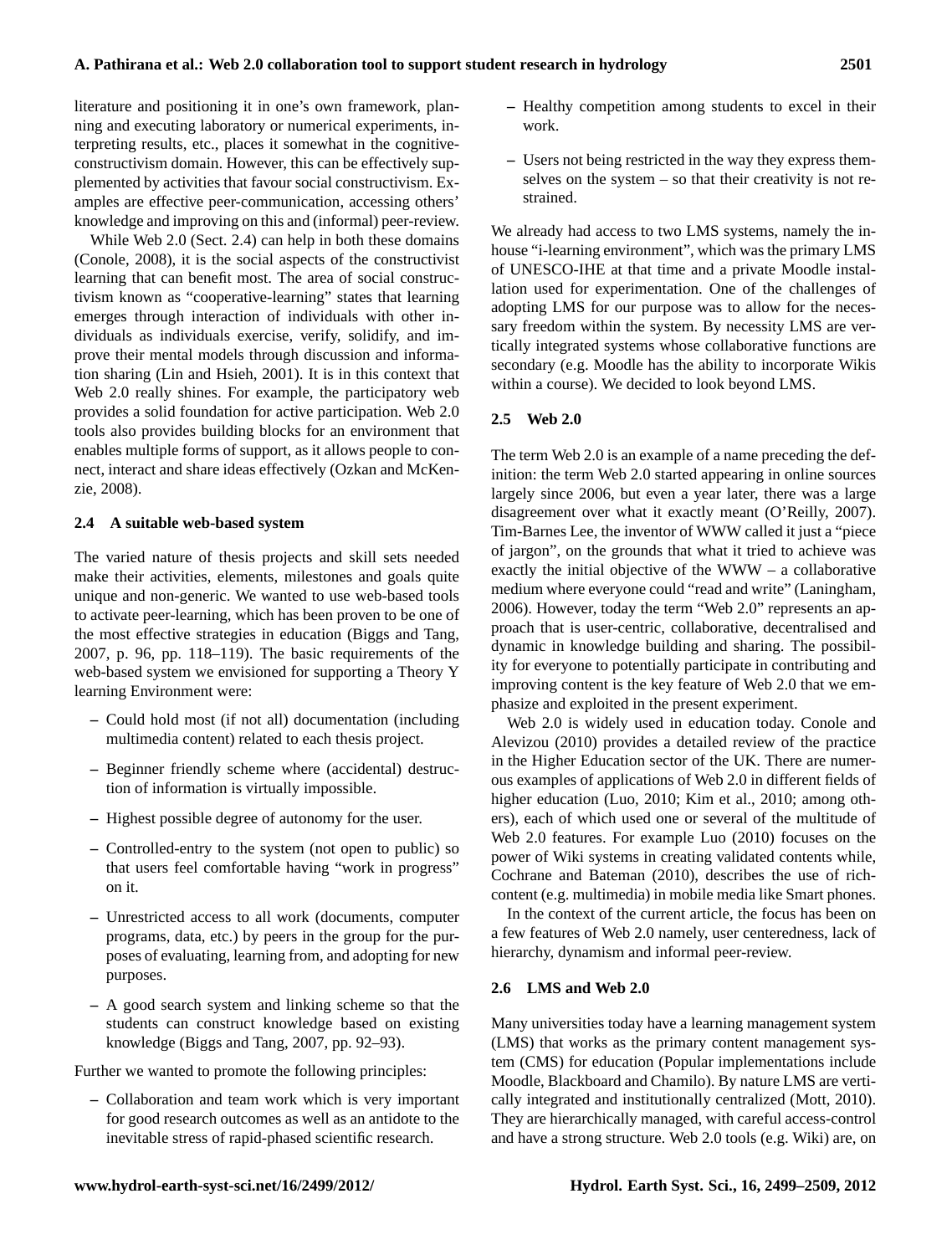literature and positioning it in one's own framework, planning and executing laboratory or numerical experiments, interpreting results, etc., places it somewhat in the cognitive-constructivism domain. However, this can be effectively supplemented by activities that favour social constructivism. Examples are effective peer-communication, accessing others' knowledge and improving on this and (informal) peer-review.

While Web 2.0 (Sect. 2.4) can help in both these domains (Conole, 2008), it is the social aspects of the constructivist learning that can benefit most. The area of social constructivism known as "cooperative-learning" states that learning emerges through interaction of individuals with other individuals as individuals exercise, verify, solidify, and improve their mental models through discussion and information sharing (Lin and Hsieh, 2001). It is in this context that Web 2.0 really shines. For example, the participatory web provides a solid foundation for active participation. Web 2.0 tools also provides building blocks for an environment that enables multiple forms of support, as it allows people to connect, interact and share ideas effectively (Ozkan and McKenzie, 2008).

### 2.4 A suitable web-based system

The varied nature of thesis projects and skill sets needed make their activities, elements, milestones and goals quite unique and non-generic. We wanted to use web-based tools to activate peer-learning, which has been proven to be one of the most effective strategies in education (Biggs and Tang, 2007, p. 96, pp. 118–119). The basic requirements of the web-based system we envisioned for supporting a Theory Y learning Environment were:

- Could hold most (if not all) documentation (including multimedia content) related to each thesis project.
- Beginner friendly scheme where (accidental) destruction of information is virtually impossible.
- Highest possible degree of autonomy for the user.
- Controlled-entry to the system (not open to public) so that users feel comfortable having "work in progress" on it.
- Unrestricted access to all work (documents, computer programs, data, etc.) by peers in the group for the purposes of evaluating, learning from, and adopting for new purposes.
- A good search system and linking scheme so that the students can construct knowledge based on existing knowledge (Biggs and Tang, 2007, pp. 92–93).

Further we wanted to promote the following principles:

- Collaboration and team work which is very important for good research outcomes as well as an antidote to the inevitable stress of rapid-phased scientific research.
- Healthy competition among students to excel in their work.
- Users not being restricted in the way they express themselves on the system – so that their creativity is not restrained.

We already had access to two LMS systems, namely the in-house "i-learning environment", which was the primary LMS of UNESCO-IHE at that time and a private Moodle installation used for experimentation. One of the challenges of adopting LMS for our purpose was to allow for the necessary freedom within the system. By necessity LMS are vertically integrated systems whose collaborative functions are secondary (e.g. Moodle has the ability to incorporate Wikis within a course). We decided to look beyond LMS.

### 2.5 Web 2.0

The term Web 2.0 is an example of a name preceding the definition: the term Web 2.0 started appearing in online sources largely since 2006, but even a year later, there was a large disagreement over what it exactly meant (O'Reilly, 2007). Tim-Barnes Lee, the inventor of WWW called it just a "piece of jargon", on the grounds that what it tried to achieve was exactly the initial objective of the WWW – a collaborative medium where everyone could "read and write" (Laningham, 2006). However, today the term "Web 2.0" represents an approach that is user-centric, collaborative, decentralised and dynamic in knowledge building and sharing. The possibility for everyone to potentially participate in contributing and improving content is the key feature of Web 2.0 that we emphasize and exploited in the present experiment.

Web 2.0 is widely used in education today. Conole and Alevizou (2010) provides a detailed review of the practice in the Higher Education sector of the UK. There are numerous examples of applications of Web 2.0 in different fields of higher education (Luo, 2010; Kim et al., 2010; among others), each of which used one or several of the multitude of Web 2.0 features. For example Luo (2010) focuses on the power of Wiki systems in creating validated contents while, Cochrane and Bateman (2010), describes the use of rich-content (e.g. multimedia) in mobile media like Smart phones.

In the context of the current article, the focus has been on a few features of Web 2.0 namely, user centeredness, lack of hierarchy, dynamism and informal peer-review.

### 2.6 LMS and Web 2.0

Many universities today have a learning management system (LMS) that works as the primary content management system (CMS) for education (Popular implementations include Moodle, Blackboard and Chamilo). By nature LMS are vertically integrated and institutionally centralized (Mott, 2010). They are hierarchically managed, with careful access-control and have a strong structure. Web 2.0 tools (e.g. Wiki) are, on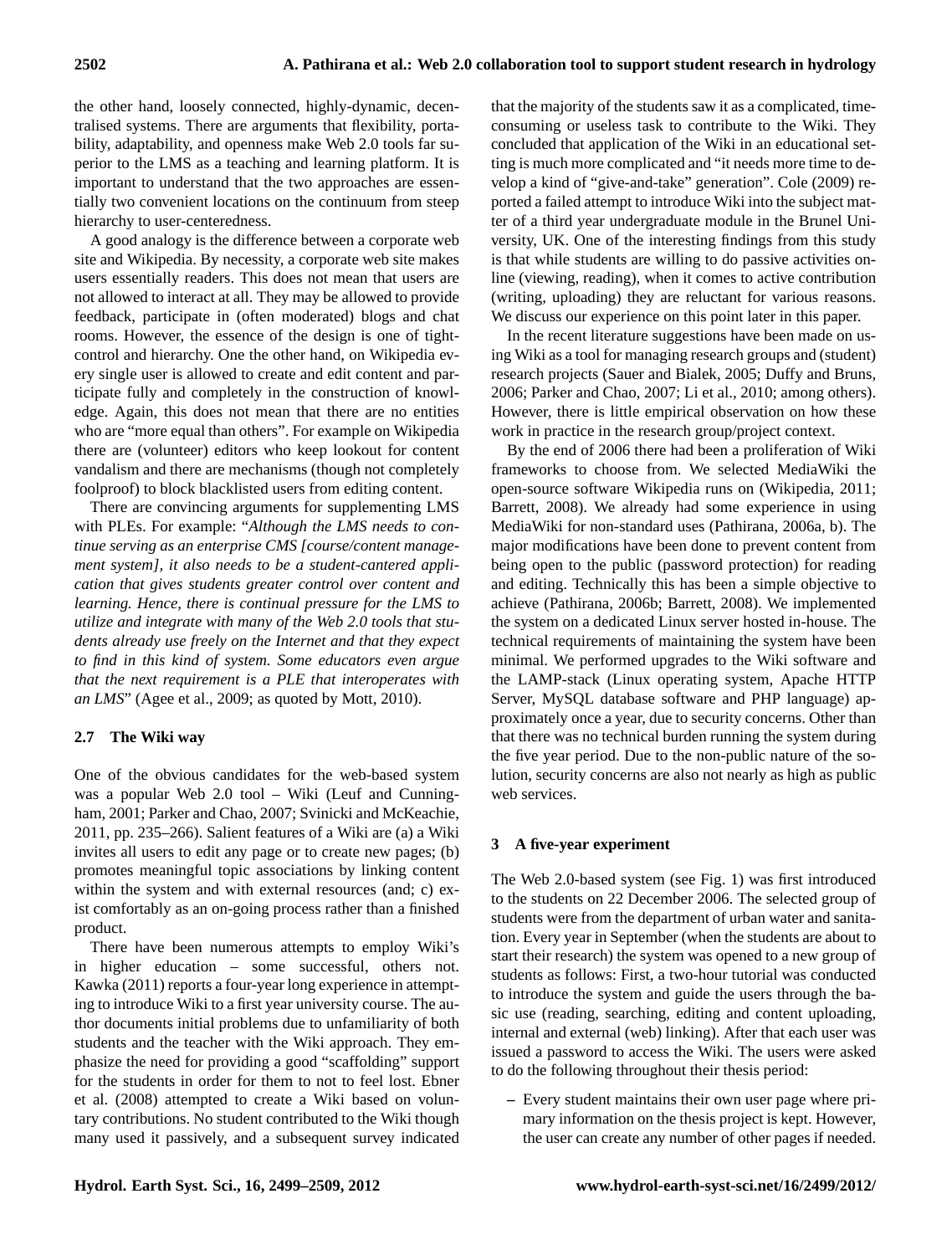the other hand, loosely connected, highly-dynamic, decentralised systems. There are arguments that flexibility, portability, adaptability, and openness make Web 2.0 tools far superior to the LMS as a teaching and learning platform. It is important to understand that the two approaches are essentially two convenient locations on the continuum from steep hierarchy to user-centeredness.

A good analogy is the difference between a corporate web site and Wikipedia. By necessity, a corporate web site makes users essentially readers. This does not mean that users are not allowed to interact at all. They may be allowed to provide feedback, participate in (often moderated) blogs and chat rooms. However, the essence of the design is one of tight-control and hierarchy. One the other hand, on Wikipedia every single user is allowed to create and edit content and participate fully and completely in the construction of knowledge. Again, this does not mean that there are no entities who are "more equal than others". For example on Wikipedia there are (volunteer) editors who keep lookout for content vandalism and there are mechanisms (though not completely foolproof) to block blacklisted users from editing content.

There are convincing arguments for supplementing LMS with PLEs. For example: "*Although the LMS needs to continue serving as an enterprise CMS [course/content management system], it also needs to be a student-cantered application that gives students greater control over content and learning. Hence, there is continual pressure for the LMS to utilize and integrate with many of the Web 2.0 tools that students already use freely on the Internet and that they expect to find in this kind of system. Some educators even argue that the next requirement is a PLE that interoperates with an LMS*" (Agee et al., 2009; as quoted by Mott, 2010).

### 2.7 The Wiki way

One of the obvious candidates for the web-based system was a popular Web 2.0 tool – Wiki (Leuf and Cunningham, 2001; Parker and Chao, 2007; Svinicki and McKeachie, 2011, pp. 235–266). Salient features of a Wiki are (a) a Wiki invites all users to edit any page or to create new pages; (b) promotes meaningful topic associations by linking content within the system and with external resources (and; c) exist comfortably as an on-going process rather than a finished product.

There have been numerous attempts to employ Wiki's in higher education – some successful, others not. Kawka (2011) reports a four-year long experience in attempting to introduce Wiki to a first year university course. The author documents initial problems due to unfamiliarity of both students and the teacher with the Wiki approach. They emphasize the need for providing a good "scaffolding" support for the students in order for them to not to feel lost. Ebner et al. (2008) attempted to create a Wiki based on voluntary contributions. No student contributed to the Wiki though many used it passively, and a subsequent survey indicated that the majority of the students saw it as a complicated, time-consuming or useless task to contribute to the Wiki. They concluded that application of the Wiki in an educational setting is much more complicated and "it needs more time to develop a kind of "give-and-take" generation". Cole (2009) reported a failed attempt to introduce Wiki into the subject matter of a third year undergraduate module in the Brunel University, UK. One of the interesting findings from this study is that while students are willing to do passive activities online (viewing, reading), when it comes to active contribution (writing, uploading) they are reluctant for various reasons. We discuss our experience on this point later in this paper.

In the recent literature suggestions have been made on using Wiki as a tool for managing research groups and (student) research projects (Sauer and Bialek, 2005; Duffy and Bruns, 2006; Parker and Chao, 2007; Li et al., 2010; among others). However, there is little empirical observation on how these work in practice in the research group/project context.

By the end of 2006 there had been a proliferation of Wiki frameworks to choose from. We selected MediaWiki the open-source software Wikipedia runs on (Wikipedia, 2011; Barrett, 2008). We already had some experience in using MediaWiki for non-standard uses (Pathirana, 2006a, b). The major modifications have been done to prevent content from being open to the public (password protection) for reading and editing. Technically this has been a simple objective to achieve (Pathirana, 2006b; Barrett, 2008). We implemented the system on a dedicated Linux server hosted in-house. The technical requirements of maintaining the system have been minimal. We performed upgrades to the Wiki software and the LAMP-stack (Linux operating system, Apache HTTP Server, MySQL database software and PHP language) approximately once a year, due to security concerns. Other than that there was no technical burden running the system during the five year period. Due to the non-public nature of the solution, security concerns are also not nearly as high as public web services.

## 3 A five-year experiment

The Web 2.0-based system (see Fig. 1) was first introduced to the students on 22 December 2006. The selected group of students were from the department of urban water and sanitation. Every year in September (when the students are about to start their research) the system was opened to a new group of students as follows: First, a two-hour tutorial was conducted to introduce the system and guide the users through the basic use (reading, searching, editing and content uploading, internal and external (web) linking). After that each user was issued a password to access the Wiki. The users were asked to do the following throughout their thesis period:

– Every student maintains their own user page where primary information on the thesis project is kept. However, the user can create any number of other pages if needed.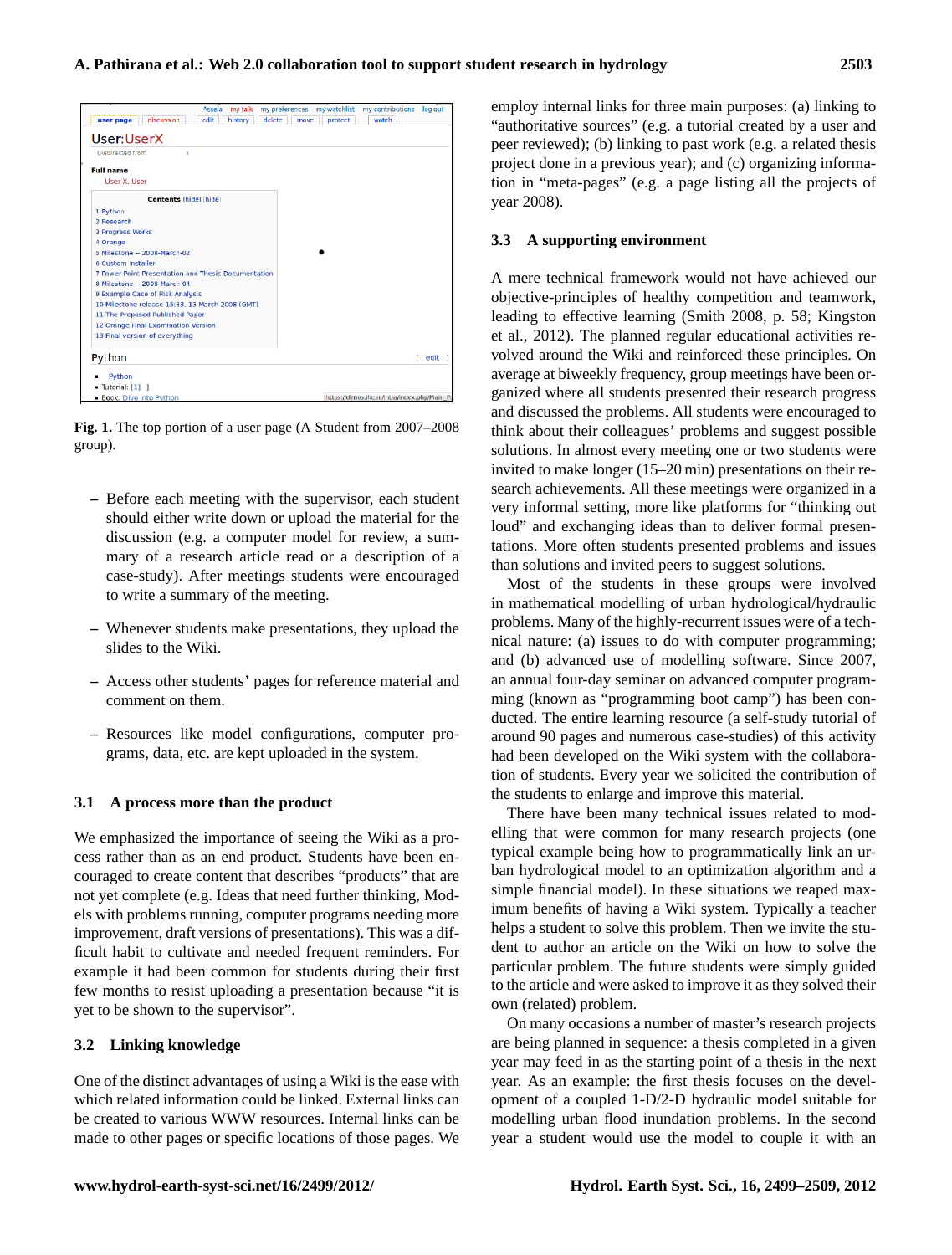**Fig. 1.** The top portion of a user page (A Student from 2007–2008 group).

– Before each meeting with the supervisor, each student should either write down or upload the material for the discussion (e.g. a computer model for review, a summary of a research article read or a description of a case-study). After meetings students were encouraged to write a summary of the meeting.

– Whenever students make presentations, they upload the slides to the Wiki.

– Access other students' pages for reference material and comment on them.

– Resources like model configurations, computer programs, data, etc. are kept uploaded in the system.

### 3.1 A process more than the product

We emphasized the importance of seeing the Wiki as a process rather than as an end product. Students have been encouraged to create content that describes "products" that are not yet complete (e.g. Ideas that need further thinking, Models with problems running, computer programs needing more improvement, draft versions of presentations). This was a difficult habit to cultivate and needed frequent reminders. For example it had been common for students during their first few months to resist uploading a presentation because "it is yet to be shown to the supervisor".

### 3.2 Linking knowledge

One of the distinct advantages of using a Wiki is the ease with which related information could be linked. External links can be created to various WWW resources. Internal links can be made to other pages or specific locations of those pages. We employ internal links for three main purposes: (a) linking to "authoritative sources" (e.g. a tutorial created by a user and peer reviewed); (b) linking to past work (e.g. a related thesis project done in a previous year); and (c) organizing information in "meta-pages" (e.g. a page listing all the projects of year 2008).

### 3.3 A supporting environment

A mere technical framework would not have achieved our objective-principles of healthy competition and teamwork, leading to effective learning (Smith 2008, p. 58; Kingston et al., 2012). The planned regular educational activities revolved around the Wiki and reinforced these principles. On average at biweekly frequency, group meetings have been organized where all students presented their research progress and discussed the problems. All students were encouraged to think about their colleagues' problems and suggest possible solutions. In almost every meeting one or two students were invited to make longer (15–20 min) presentations on their research achievements. All these meetings were organized in a very informal setting, more like platforms for "thinking out loud" and exchanging ideas than to deliver formal presentations. More often students presented problems and issues than solutions and invited peers to suggest solutions.

Most of the students in these groups were involved in mathematical modelling of urban hydrological/hydraulic problems. Many of the highly-recurrent issues were of a technical nature: (a) issues to do with computer programming; and (b) advanced use of modelling software. Since 2007, an annual four-day seminar on advanced computer programming (known as "programming boot camp") has been conducted. The entire learning resource (a self-study tutorial of around 90 pages and numerous case-studies) of this activity had been developed on the Wiki system with the collaboration of students. Every year we solicited the contribution of the students to enlarge and improve this material.

There have been many technical issues related to modelling that were common for many research projects (one typical example being how to programmatically link an urban hydrological model to an optimization algorithm and a simple financial model). In these situations we reaped maximum benefits of having a Wiki system. Typically a teacher helps a student to solve this problem. Then we invite the student to author an article on the Wiki on how to solve the particular problem. The future students were simply guided to the article and were asked to improve it as they solved their own (related) problem.

On many occasions a number of master's research projects are being planned in sequence: a thesis completed in a given year may feed in as the starting point of a thesis in the next year. As an example: the first thesis focuses on the development of a coupled 1-D/2-D hydraulic model suitable for modelling urban flood inundation problems. In the second year a student would use the model to couple it with an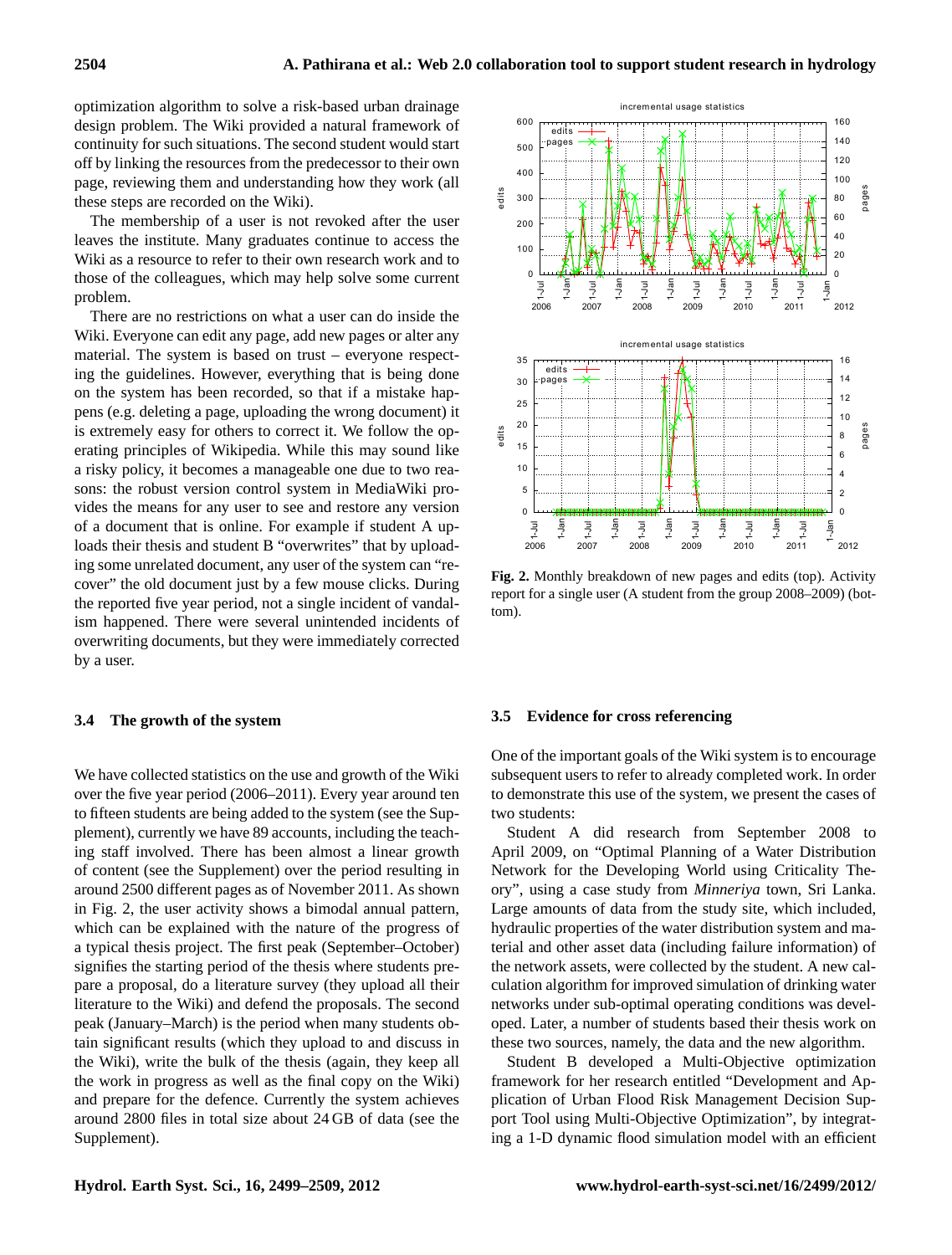optimization algorithm to solve a risk-based urban drainage design problem. The Wiki provided a natural framework of continuity for such situations. The second student would start off by linking the resources from the predecessor to their own page, reviewing them and understanding how they work (all these steps are recorded on the Wiki).

The membership of a user is not revoked after the user leaves the institute. Many graduates continue to access the Wiki as a resource to refer to their own research work and to those of the colleagues, which may help solve some current problem.

There are no restrictions on what a user can do inside the Wiki. Everyone can edit any page, add new pages or alter any material. The system is based on trust – everyone respecting the guidelines. However, everything that is being done on the system has been recorded, so that if a mistake happens (e.g. deleting a page, uploading the wrong document) it is extremely easy for others to correct it. We follow the operating principles of Wikipedia. While this may sound like a risky policy, it becomes a manageable one due to two reasons: the robust version control system in MediaWiki provides the means for any user to see and restore any version of a document that is online. For example if student A uploads their thesis and student B "overwrites" that by uploading some unrelated document, any user of the system can "recover" the old document just by a few mouse clicks. During the reported five year period, not a single incident of vandalism happened. There were several unintended incidents of overwriting documents, but they were immediately corrected by a user.

### 3.4 The growth of the system

We have collected statistics on the use and growth of the Wiki over the five year period (2006–2011). Every year around ten to fifteen students are being added to the system (see the Supplement), currently we have 89 accounts, including the teaching staff involved. There has been almost a linear growth of content (see the Supplement) over the period resulting in around 2500 different pages as of November 2011. As shown in Fig. 2, the user activity shows a bimodal annual pattern, which can be explained with the nature of the progress of a typical thesis project. The first peak (September–October) signifies the starting period of the thesis where students prepare a proposal, do a literature survey (they upload all their literature to the Wiki) and defend the proposals. The second peak (January–March) is the period when many students obtain significant results (which they upload to and discuss in the Wiki), write the bulk of the thesis (again, they keep all the work in progress as well as the final copy on the Wiki) and prepare for the defence. Currently the system achieves around 2800 files in total size about 24 GB of data (see the Supplement).

**Fig. 2.** Monthly breakdown of new pages and edits (top). Activity report for a single user (A student from the group 2008–2009) (bottom).

### 3.5 Evidence for cross referencing

One of the important goals of the Wiki system is to encourage subsequent users to refer to already completed work. In order to demonstrate this use of the system, we present the cases of two students:

Student A did research from September 2008 to April 2009, on "Optimal Planning of a Water Distribution Network for the Developing World using Criticality Theory", using a case study from *Minneriya* town, Sri Lanka. Large amounts of data from the study site, which included, hydraulic properties of the water distribution system and material and other asset data (including failure information) of the network assets, were collected by the student. A new calculation algorithm for improved simulation of drinking water networks under sub-optimal operating conditions was developed. Later, a number of students based their thesis work on these two sources, namely, the data and the new algorithm.

Student B developed a Multi-Objective optimization framework for her research entitled "Development and Application of Urban Flood Risk Management Decision Support Tool using Multi-Objective Optimization", by integrating a 1-D dynamic flood simulation model with an efficient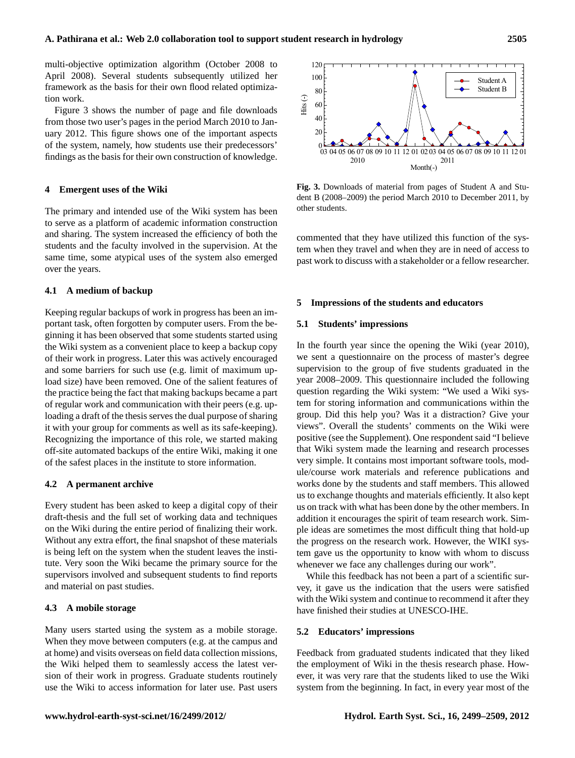multi-objective optimization algorithm (October 2008 to April 2008). Several students subsequently utilized her framework as the basis for their own flood related optimization work.

Figure 3 shows the number of page and file downloads from those two user's pages in the period March 2010 to January 2012. This figure shows one of the important aspects of the system, namely, how students use their predecessors' findings as the basis for their own construction of knowledge.

**Fig. 3.** Downloads of material from pages of Student A and Student B (2008–2009) the period March 2010 to December 2011, by other students.

## 4 Emergent uses of the Wiki

The primary and intended use of the Wiki system has been to serve as a platform of academic information construction and sharing. The system increased the efficiency of both the students and the faculty involved in the supervision. At the same time, some atypical uses of the system also emerged over the years.

### 4.1 A medium of backup

Keeping regular backups of work in progress has been an important task, often forgotten by computer users. From the beginning it has been observed that some students started using the Wiki system as a convenient place to keep a backup copy of their work in progress. Later this was actively encouraged and some barriers for such use (e.g. limit of maximum upload size) have been removed. One of the salient features of the practice being the fact that making backups became a part of regular work and communication with their peers (e.g. uploading a draft of the thesis serves the dual purpose of sharing it with your group for comments as well as its safe-keeping). Recognizing the importance of this role, we started making off-site automated backups of the entire Wiki, making it one of the safest places in the institute to store information.

### 4.2 A permanent archive

Every student has been asked to keep a digital copy of their draft-thesis and the full set of working data and techniques on the Wiki during the entire period of finalizing their work. Without any extra effort, the final snapshot of these materials is being left on the system when the student leaves the institute. Very soon the Wiki became the primary source for the supervisors involved and subsequent students to find reports and material on past studies.

### 4.3 A mobile storage

Many users started using the system as a mobile storage. When they move between computers (e.g. at the campus and at home) and visits overseas on field data collection missions, the Wiki helped them to seamlessly access the latest version of their work in progress. Graduate students routinely use the Wiki to access information for later use. Past users commented that they have utilized this function of the system when they travel and when they are in need of access to past work to discuss with a stakeholder or a fellow researcher.

## 5 Impressions of the students and educators

### 5.1 Students' impressions

In the fourth year since the opening the Wiki (year 2010), we sent a questionnaire on the process of master's degree supervision to the group of five students graduated in the year 2008–2009. This questionnaire included the following question regarding the Wiki system: "We used a Wiki system for storing information and communications within the group. Did this help you? Was it a distraction? Give your views". Overall the students' comments on the Wiki were positive (see the Supplement). One respondent said "I believe that Wiki system made the learning and research processes very simple. It contains most important software tools, module/course work materials and reference publications and works done by the students and staff members. This allowed us to exchange thoughts and materials efficiently. It also kept us on track with what has been done by the other members. In addition it encourages the spirit of team research work. Simple ideas are sometimes the most difficult thing that hold-up the progress on the research work. However, the WIKI system gave us the opportunity to know with whom to discuss whenever we face any challenges during our work".

While this feedback has not been a part of a scientific survey, it gave us the indication that the users were satisfied with the Wiki system and continue to recommend it after they have finished their studies at UNESCO-IHE.

### 5.2 Educators' impressions

Feedback from graduated students indicated that they liked the employment of Wiki in the thesis research phase. However, it was very rare that the students liked to use the Wiki system from the beginning. In fact, in every year most of the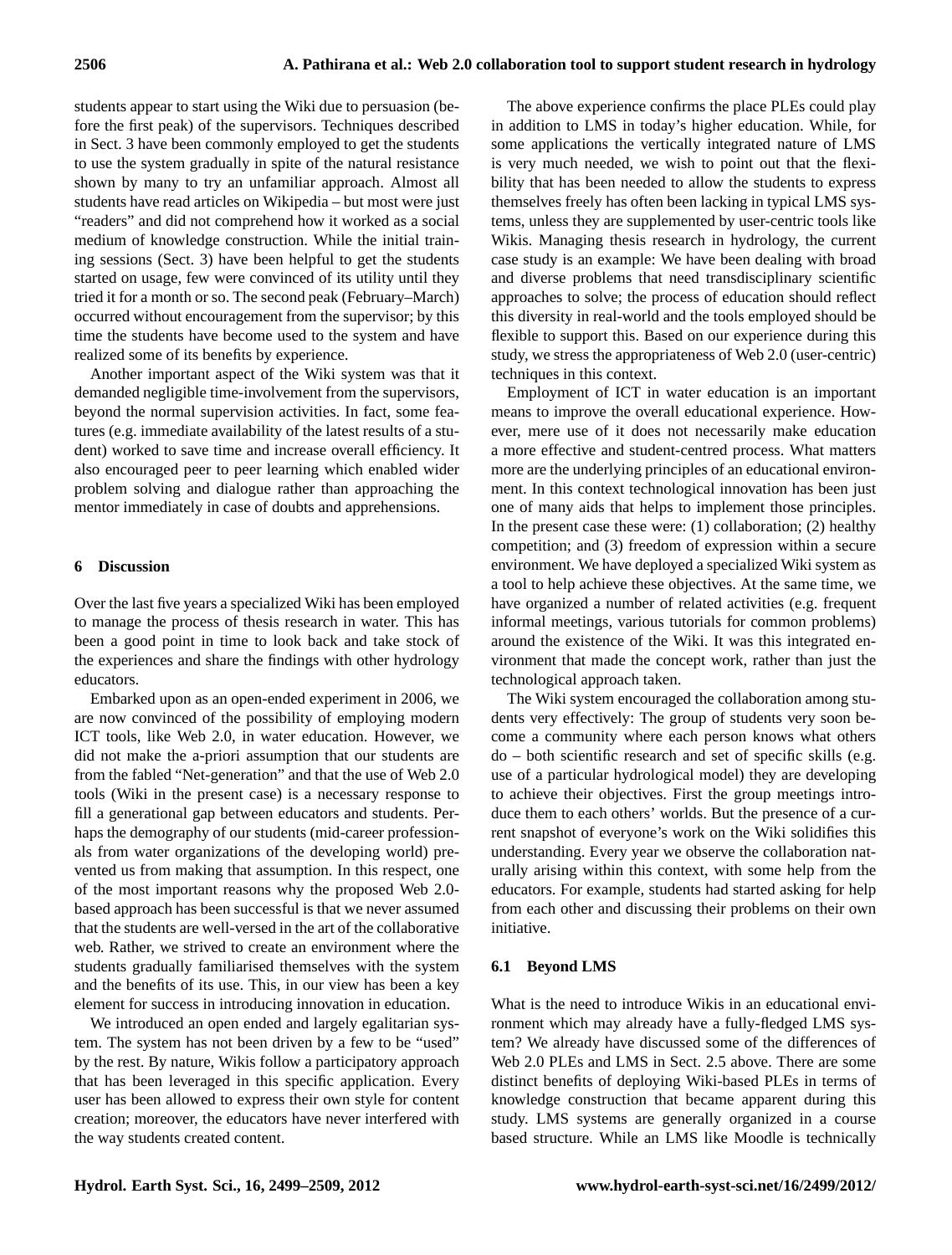students appear to start using the Wiki due to persuasion (before the first peak) of the supervisors. Techniques described in Sect. 3 have been commonly employed to get the students to use the system gradually in spite of the natural resistance shown by many to try an unfamiliar approach. Almost all students have read articles on Wikipedia – but most were just "readers" and did not comprehend how it worked as a social medium of knowledge construction. While the initial training sessions (Sect. 3) have been helpful to get the students started on usage, few were convinced of its utility until they tried it for a month or so. The second peak (February–March) occurred without encouragement from the supervisor; by this time the students have become used to the system and have realized some of its benefits by experience.

Another important aspect of the Wiki system was that it demanded negligible time-involvement from the supervisors, beyond the normal supervision activities. In fact, some features (e.g. immediate availability of the latest results of a student) worked to save time and increase overall efficiency. It also encouraged peer to peer learning which enabled wider problem solving and dialogue rather than approaching the mentor immediately in case of doubts and apprehensions.

## 6 Discussion

Over the last five years a specialized Wiki has been employed to manage the process of thesis research in water. This has been a good point in time to look back and take stock of the experiences and share the findings with other hydrology educators.

Embarked upon as an open-ended experiment in 2006, we are now convinced of the possibility of employing modern ICT tools, like Web 2.0, in water education. However, we did not make the a-priori assumption that our students are from the fabled "Net-generation" and that the use of Web 2.0 tools (Wiki in the present case) is a necessary response to fill a generational gap between educators and students. Perhaps the demography of our students (mid-career professionals from water organizations of the developing world) prevented us from making that assumption. In this respect, one of the most important reasons why the proposed Web 2.0-based approach has been successful is that we never assumed that the students are well-versed in the art of the collaborative web. Rather, we strived to create an environment where the students gradually familiarised themselves with the system and the benefits of its use. This, in our view has been a key element for success in introducing innovation in education.

We introduced an open ended and largely egalitarian system. The system has not been driven by a few to be "used" by the rest. By nature, Wikis follow a participatory approach that has been leveraged in this specific application. Every user has been allowed to express their own style for content creation; moreover, the educators have never interfered with the way students created content.

The above experience confirms the place PLEs could play in addition to LMS in today's higher education. While, for some applications the vertically integrated nature of LMS is very much needed, we wish to point out that the flexibility that has been needed to allow the students to express themselves freely has often been lacking in typical LMS systems, unless they are supplemented by user-centric tools like Wikis. Managing thesis research in hydrology, the current case study is an example: We have been dealing with broad and diverse problems that need transdisciplinary scientific approaches to solve; the process of education should reflect this diversity in real-world and the tools employed should be flexible to support this. Based on our experience during this study, we stress the appropriateness of Web 2.0 (user-centric) techniques in this context.

Employment of ICT in water education is an important means to improve the overall educational experience. However, mere use of it does not necessarily make education a more effective and student-centred process. What matters more are the underlying principles of an educational environment. In this context technological innovation has been just one of many aids that helps to implement those principles. In the present case these were: (1) collaboration; (2) healthy competition; and (3) freedom of expression within a secure environment. We have deployed a specialized Wiki system as a tool to help achieve these objectives. At the same time, we have organized a number of related activities (e.g. frequent informal meetings, various tutorials for common problems) around the existence of the Wiki. It was this integrated environment that made the concept work, rather than just the technological approach taken.

The Wiki system encouraged the collaboration among students very effectively: The group of students very soon become a community where each person knows what others do – both scientific research and set of specific skills (e.g. use of a particular hydrological model) they are developing to achieve their objectives. First the group meetings introduce them to each others' worlds. But the presence of a current snapshot of everyone's work on the Wiki solidifies this understanding. Every year we observe the collaboration naturally arising within this context, with some help from the educators. For example, students had started asking for help from each other and discussing their problems on their own initiative.

### 6.1 Beyond LMS

What is the need to introduce Wikis in an educational environment which may already have a fully-fledged LMS system? We already have discussed some of the differences of Web 2.0 PLEs and LMS in Sect. 2.5 above. There are some distinct benefits of deploying Wiki-based PLEs in terms of knowledge construction that became apparent during this study. LMS systems are generally organized in a course based structure. While an LMS like Moodle is technically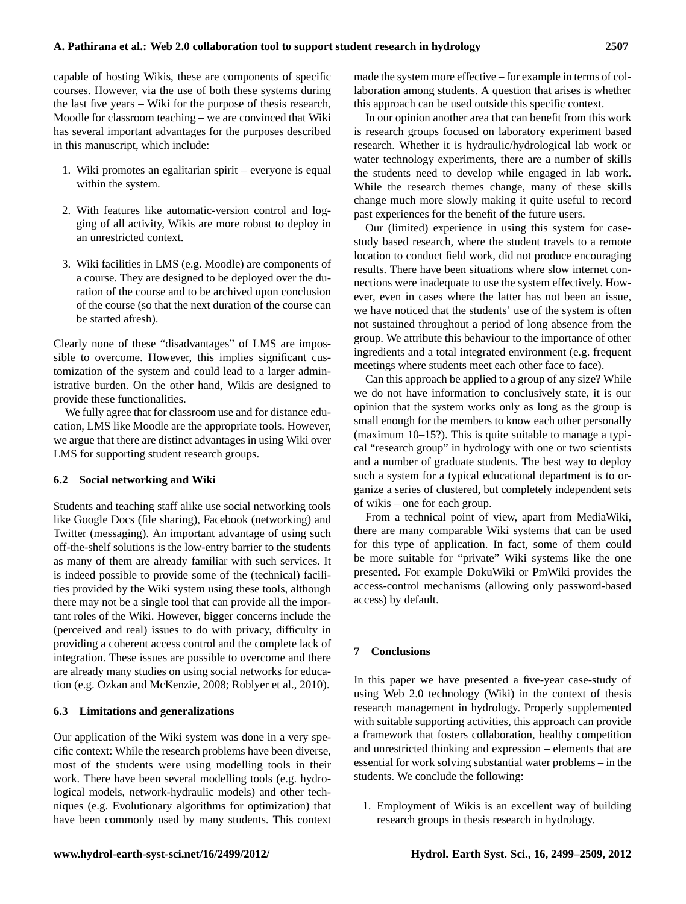capable of hosting Wikis, these are components of specific courses. However, via the use of both these systems during the last five years – Wiki for the purpose of thesis research, Moodle for classroom teaching – we are convinced that Wiki has several important advantages for the purposes described in this manuscript, which include:

1. Wiki promotes an egalitarian spirit – everyone is equal within the system.

2. With features like automatic-version control and logging of all activity, Wikis are more robust to deploy in an unrestricted context.

3. Wiki facilities in LMS (e.g. Moodle) are components of a course. They are designed to be deployed over the duration of the course and to be archived upon conclusion of the course (so that the next duration of the course can be started afresh).

Clearly none of these "disadvantages" of LMS are impossible to overcome. However, this implies significant customization of the system and could lead to a larger administrative burden. On the other hand, Wikis are designed to provide these functionalities.

We fully agree that for classroom use and for distance education, LMS like Moodle are the appropriate tools. However, we argue that there are distinct advantages in using Wiki over LMS for supporting student research groups.

### 6.2 Social networking and Wiki

Students and teaching staff alike use social networking tools like Google Docs (file sharing), Facebook (networking) and Twitter (messaging). An important advantage of using such off-the-shelf solutions is the low-entry barrier to the students as many of them are already familiar with such services. It is indeed possible to provide some of the (technical) facilities provided by the Wiki system using these tools, although there may not be a single tool that can provide all the important roles of the Wiki. However, bigger concerns include the (perceived and real) issues to do with privacy, difficulty in providing a coherent access control and the complete lack of integration. These issues are possible to overcome and there are already many studies on using social networks for education (e.g. Ozkan and McKenzie, 2008; Roblyer et al., 2010).

### 6.3 Limitations and generalizations

Our application of the Wiki system was done in a very specific context: While the research problems have been diverse, most of the students were using modelling tools in their work. There have been several modelling tools (e.g. hydrological models, network-hydraulic models) and other techniques (e.g. Evolutionary algorithms for optimization) that have been commonly used by many students. This context made the system more effective – for example in terms of collaboration among students. A question that arises is whether this approach can be used outside this specific context.

In our opinion another area that can benefit from this work is research groups focused on laboratory experiment based research. Whether it is hydraulic/hydrological lab work or water technology experiments, there are a number of skills the students need to develop while engaged in lab work. While the research themes change, many of these skills change much more slowly making it quite useful to record past experiences for the benefit of the future users.

Our (limited) experience in using this system for case-study based research, where the student travels to a remote location to conduct field work, did not produce encouraging results. There have been situations where slow internet connections were inadequate to use the system effectively. However, even in cases where the latter has not been an issue, we have noticed that the students' use of the system is often not sustained throughout a period of long absence from the group. We attribute this behaviour to the importance of other ingredients and a total integrated environment (e.g. frequent meetings where students meet each other face to face).

Can this approach be applied to a group of any size? While we do not have information to conclusively state, it is our opinion that the system works only as long as the group is small enough for the members to know each other personally (maximum 10–15?). This is quite suitable to manage a typical "research group" in hydrology with one or two scientists and a number of graduate students. The best way to deploy such a system for a typical educational department is to organize a series of clustered, but completely independent sets of wikis – one for each group.

From a technical point of view, apart from MediaWiki, there are many comparable Wiki systems that can be used for this type of application. In fact, some of them could be more suitable for "private" Wiki systems like the one presented. For example DokuWiki or PmWiki provides the access-control mechanisms (allowing only password-based access) by default.

## 7 Conclusions

In this paper we have presented a five-year case-study of using Web 2.0 technology (Wiki) in the context of thesis research management in hydrology. Properly supplemented with suitable supporting activities, this approach can provide a framework that fosters collaboration, healthy competition and unrestricted thinking and expression – elements that are essential for work solving substantial water problems – in the students. We conclude the following:

1. Employment of Wikis is an excellent way of building research groups in thesis research in hydrology.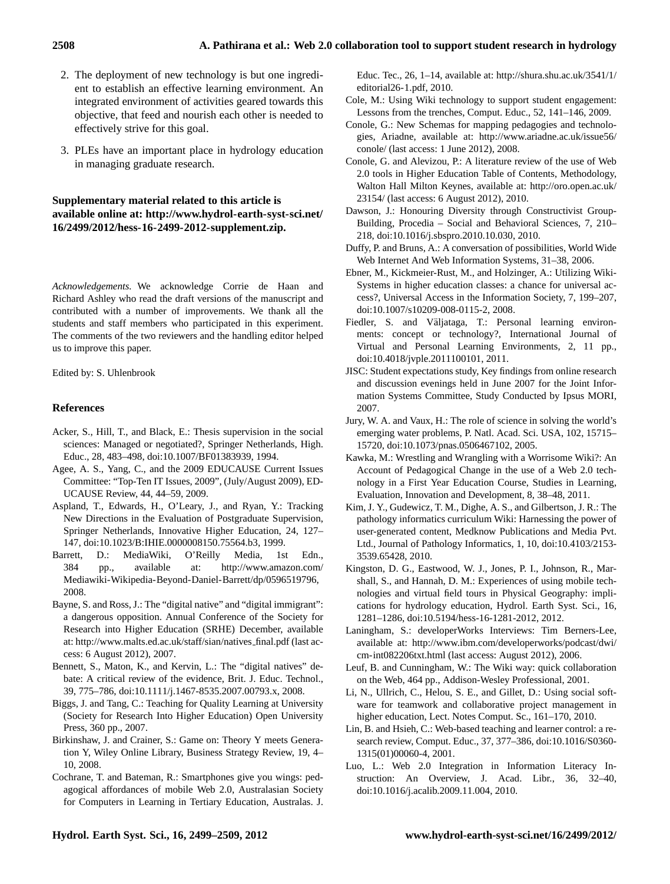2. The deployment of new technology is but one ingredient to establish an effective learning environment. An integrated environment of activities geared towards this objective, that feed and nourish each other is needed to effectively strive for this goal.

3. PLEs have an important place in hydrology education in managing graduate research.

**Supplementary material related to this article is available online at: http://www.hydrol-earth-syst-sci.net/16/2499/2012/hess-16-2499-2012-supplement.zip.**

*Acknowledgements.* We acknowledge Corrie de Haan and Richard Ashley who read the draft versions of the manuscript and contributed with a number of improvements. We thank all the students and staff members who participated in this experiment. The comments of the two reviewers and the handling editor helped us to improve this paper.

Edited by: S. Uhlenbrook

## References

Acker, S., Hill, T., and Black, E.: Thesis supervision in the social sciences: Managed or negotiated?, Springer Netherlands, High. Educ., 28, 483–498, doi:10.1007/BF01383939, 1994.

Agee, A. S., Yang, C., and the 2009 EDUCAUSE Current Issues Committee: "Top-Ten IT Issues, 2009", (July/August 2009), EDUCAUSE Review, 44, 44–59, 2009.

Aspland, T., Edwards, H., O'Leary, J., and Ryan, Y.: Tracking New Directions in the Evaluation of Postgraduate Supervision, Springer Netherlands, Innovative Higher Education, 24, 127–147, doi:10.1023/B:IHIE.0000008150.75564.b3, 1999.

Barrett, D.: MediaWiki, O'Reilly Media, 1st Edn., 384 pp., available at: http://www.amazon.com/Mediawiki-Wikipedia-Beyond-Daniel-Barrett/dp/0596519796, 2008.

Bayne, S. and Ross, J.: The "digital native" and "digital immigrant": a dangerous opposition. Annual Conference of the Society for Research into Higher Education (SRHE) December, available at: http://www.malts.ed.ac.uk/staff/sian/natives_final.pdf (last access: 6 August 2012), 2007.

Bennett, S., Maton, K., and Kervin, L.: The "digital natives" debate: A critical review of the evidence, Brit. J. Educ. Technol., 39, 775–786, doi:10.1111/j.1467-8535.2007.00793.x, 2008.

Biggs, J. and Tang, C.: Teaching for Quality Learning at University (Society for Research Into Higher Education) Open University Press, 360 pp., 2007.

Birkinshaw, J. and Crainer, S.: Game on: Theory Y meets Generation Y, Wiley Online Library, Business Strategy Review, 19, 4–10, 2008.

Cochrane, T. and Bateman, R.: Smartphones give you wings: pedagogical affordances of mobile Web 2.0, Australasian Society for Computers in Learning in Tertiary Education, Australas. J. Educ. Tec., 26, 1–14, available at: http://shura.shu.ac.uk/3541/1/editorial26-1.pdf, 2010.

Cole, M.: Using Wiki technology to support student engagement: Lessons from the trenches, Comput. Educ., 52, 141–146, 2009.

Conole, G.: New Schemas for mapping pedagogies and technologies, Ariadne, available at: http://www.ariadne.ac.uk/issue56/conole/ (last access: 1 June 2012), 2008.

Conole, G. and Alevizou, P.: A literature review of the use of Web 2.0 tools in Higher Education Table of Contents, Methodology, Walton Hall Milton Keynes, available at: http://oro.open.ac.uk/23154/ (last access: 6 August 2012), 2010.

Dawson, J.: Honouring Diversity through Constructivist Group-Building, Procedia – Social and Behavioral Sciences, 7, 210–218, doi:10.1016/j.sbspro.2010.10.030, 2010.

Duffy, P. and Bruns, A.: A conversation of possibilities, World Wide Web Internet And Web Information Systems, 31–38, 2006.

Ebner, M., Kickmeier-Rust, M., and Holzinger, A.: Utilizing Wiki-Systems in higher education classes: a chance for universal access?, Universal Access in the Information Society, 7, 199–207, doi:10.1007/s10209-008-0115-2, 2008.

Fiedler, S. and Väljataga, T.: Personal learning environments: concept or technology?, International Journal of Virtual and Personal Learning Environments, 2, 11 pp., doi:10.4018/jvple.2011100101, 2011.

JISC: Student expectations study, Key findings from online research and discussion evenings held in June 2007 for the Joint Information Systems Committee, Study Conducted by Ipsus MORI, 2007.

Jury, W. A. and Vaux, H.: The role of science in solving the world's emerging water problems, P. Natl. Acad. Sci. USA, 102, 15715–15720, doi:10.1073/pnas.0506467102, 2005.

Kawka, M.: Wrestling and Wrangling with a Worrisome Wiki?: An Account of Pedagogical Change in the use of a Web 2.0 technology in a First Year Education Course, Studies in Learning, Evaluation, Innovation and Development, 8, 38–48, 2011.

Kim, J. Y., Gudewicz, T. M., Dighe, A. S., and Gilbertson, J. R.: The pathology informatics curriculum Wiki: Harnessing the power of user-generated content, Medknow Publications and Media Pvt. Ltd., Journal of Pathology Informatics, 1, 10, doi:10.4103/2153-3539.65428, 2010.

Kingston, D. G., Eastwood, W. J., Jones, P. I., Johnson, R., Marshall, S., and Hannah, D. M.: Experiences of using mobile technologies and virtual field tours in Physical Geography: implications for hydrology education, Hydrol. Earth Syst. Sci., 16, 1281–1286, doi:10.5194/hess-16-1281-2012, 2012.

Laningham, S.: developerWorks Interviews: Tim Berners-Lee, available at: http://www.ibm.com/developerworks/podcast/dwi/cm-int082206txt.html (last access: August 2012), 2006.

Leuf, B. and Cunningham, W.: The Wiki way: quick collaboration on the Web, 464 pp., Addison-Wesley Professional, 2001.

Li, N., Ullrich, C., Helou, S. E., and Gillet, D.: Using social software for teamwork and collaborative project management in higher education, Lect. Notes Comput. Sc., 161–170, 2010.

Lin, B. and Hsieh, C.: Web-based teaching and learner control: a research review, Comput. Educ., 37, 377–386, doi:10.1016/S0360-1315(01)00060-4, 2001.

Luo, L.: Web 2.0 Integration in Information Literacy Instruction: An Overview, J. Acad. Libr., 36, 32–40, doi:10.1016/j.acalib.2009.11.004, 2010.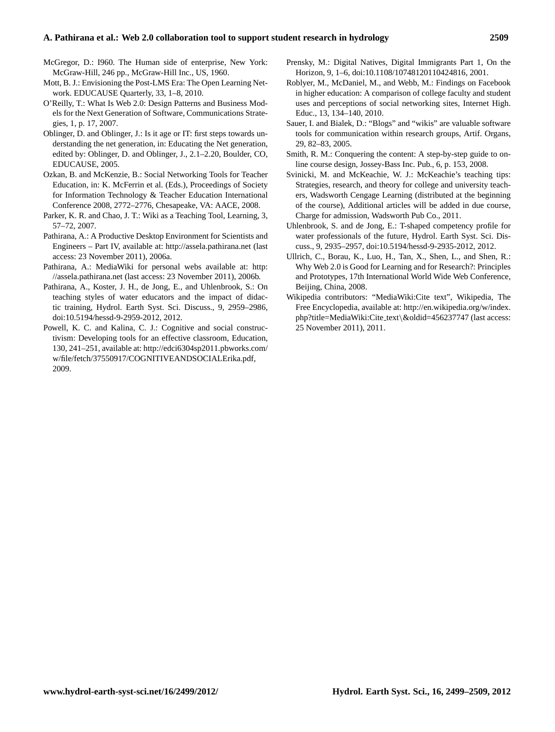McGregor, D.: I960. The Human side of enterprise, New York: McGraw-Hill, 246 pp., McGraw-Hill Inc., US, 1960.

Mott, B. J.: Envisioning the Post-LMS Era: The Open Learning Network. EDUCAUSE Quarterly, 33, 1–8, 2010.

O'Reilly, T.: What Is Web 2.0: Design Patterns and Business Models for the Next Generation of Software, Communications Strategies, 1, p. 17, 2007.

Oblinger, D. and Oblinger, J.: Is it age or IT: first steps towards understanding the net generation, in: Educating the Net generation, edited by: Oblinger, D. and Oblinger, J., 2.1–2.20, Boulder, CO, EDUCAUSE, 2005.

Ozkan, B. and McKenzie, B.: Social Networking Tools for Teacher Education, in: K. McFerrin et al. (Eds.), Proceedings of Society for Information Technology & Teacher Education International Conference 2008, 2772–2776, Chesapeake, VA: AACE, 2008.

Parker, K. R. and Chao, J. T.: Wiki as a Teaching Tool, Learning, 3, 57–72, 2007.

Pathirana, A.: A Productive Desktop Environment for Scientists and Engineers – Part IV, available at: http://assela.pathirana.net (last access: 23 November 2011), 2006a.

Pathirana, A.: MediaWiki for personal webs available at: http://assela.pathirana.net (last access: 23 November 2011), 2006b.

Pathirana, A., Koster, J. H., de Jong, E., and Uhlenbrook, S.: On teaching styles of water educators and the impact of didactic training, Hydrol. Earth Syst. Sci. Discuss., 9, 2959–2986, doi:10.5194/hessd-9-2959-2012, 2012.

Powell, K. C. and Kalina, C. J.: Cognitive and social constructivism: Developing tools for an effective classroom, Education, 130, 241–251, available at: http://edci6304sp2011.pbworks.com/w/file/fetch/37550917/COGNITIVEANDSOCIALErika.pdf, 2009.

Prensky, M.: Digital Natives, Digital Immigrants Part 1, On the Horizon, 9, 1–6, doi:10.1108/10748120110424816, 2001.

Roblyer, M., McDaniel, M., and Webb, M.: Findings on Facebook in higher education: A comparison of college faculty and student uses and perceptions of social networking sites, Internet High. Educ., 13, 134–140, 2010.

Sauer, I. and Bialek, D.: "Blogs" and "wikis" are valuable software tools for communication within research groups, Artif. Organs, 29, 82–83, 2005.

Smith, R. M.: Conquering the content: A step-by-step guide to online course design, Jossey-Bass Inc. Pub., 6, p. 153, 2008.

Svinicki, M. and McKeachie, W. J.: McKeachie's teaching tips: Strategies, research, and theory for college and university teachers, Wadsworth Cengage Learning (distributed at the beginning of the course), Additional articles will be added in due course, Charge for admission, Wadsworth Pub Co., 2011.

Uhlenbrook, S. and de Jong, E.: T-shaped competency profile for water professionals of the future, Hydrol. Earth Syst. Sci. Discuss., 9, 2935–2957, doi:10.5194/hessd-9-2935-2012, 2012.

Ullrich, C., Borau, K., Luo, H., Tan, X., Shen, L., and Shen, R.: Why Web 2.0 is Good for Learning and for Research?: Principles and Prototypes, 17th International World Wide Web Conference, Beijing, China, 2008.

Wikipedia contributors: "MediaWiki:Cite text", Wikipedia, The Free Encyclopedia, available at: http://en.wikipedia.org/w/index.php?title=MediaWiki:Cite_text\&oldid=456237747 (last access: 25 November 2011), 2011.